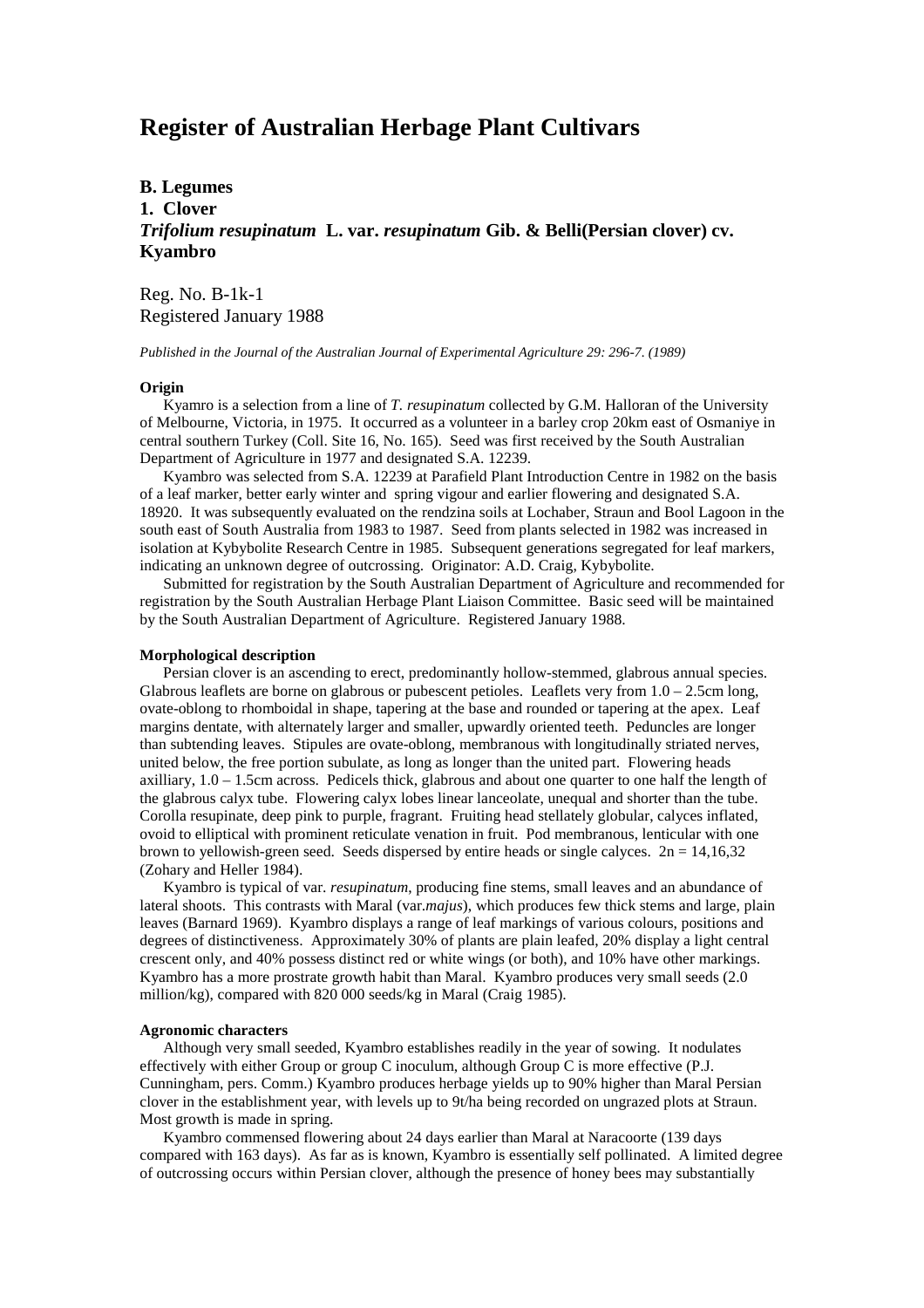# Register of Australian Herbage Plant Cultivars

## B. Legumes

### 1. Clover

### *Trifolium resupinatum* L. var. *resupinatum* Gib. & Belli(Persian clover) cv. Kyambro

Reg. No. B-1k-1
Registered January 1988

*Published in the Journal of the Australian Journal of Experimental Agriculture 29: 296-7. (1989)*

**Origin**

Kyamro is a selection from a line of *T. resupinatum* collected by G.M. Halloran of the University of Melbourne, Victoria, in 1975. It occurred as a volunteer in a barley crop 20km east of Osmaniye in central southern Turkey (Coll. Site 16, No. 165). Seed was first received by the South Australian Department of Agriculture in 1977 and designated S.A. 12239.

Kyambro was selected from S.A. 12239 at Parafield Plant Introduction Centre in 1982 on the basis of a leaf marker, better early winter and spring vigour and earlier flowering and designated S.A. 18920. It was subsequently evaluated on the rendzina soils at Lochaber, Straun and Bool Lagoon in the south east of South Australia from 1983 to 1987. Seed from plants selected in 1982 was increased in isolation at Kybybolite Research Centre in 1985. Subsequent generations segregated for leaf markers, indicating an unknown degree of outcrossing. Originator: A.D. Craig, Kybybolite.

Submitted for registration by the South Australian Department of Agriculture and recommended for registration by the South Australian Herbage Plant Liaison Committee. Basic seed will be maintained by the South Australian Department of Agriculture. Registered January 1988.

**Morphological description**

Persian clover is an ascending to erect, predominantly hollow-stemmed, glabrous annual species. Glabrous leaflets are borne on glabrous or pubescent petioles. Leaflets very from 1.0 – 2.5cm long, ovate-oblong to rhomboidal in shape, tapering at the base and rounded or tapering at the apex. Leaf margins dentate, with alternately larger and smaller, upwardly oriented teeth. Peduncles are longer than subtending leaves. Stipules are ovate-oblong, membranous with longitudinally striated nerves, united below, the free portion subulate, as long as longer than the united part. Flowering heads axilliary, 1.0 – 1.5cm across. Pedicels thick, glabrous and about one quarter to one half the length of the glabrous calyx tube. Flowering calyx lobes linear lanceolate, unequal and shorter than the tube. Corolla resupinate, deep pink to purple, fragrant. Fruiting head stellately globular, calyces inflated, ovoid to elliptical with prominent reticulate venation in fruit. Pod membranous, lenticular with one brown to yellowish-green seed. Seeds dispersed by entire heads or single calyces. 2n = 14,16,32 (Zohary and Heller 1984).

Kyambro is typical of var. *resupinatum*, producing fine stems, small leaves and an abundance of lateral shoots. This contrasts with Maral (var.*majus*), which produces few thick stems and large, plain leaves (Barnard 1969). Kyambro displays a range of leaf markings of various colours, positions and degrees of distinctiveness. Approximately 30% of plants are plain leafed, 20% display a light central crescent only, and 40% possess distinct red or white wings (or both), and 10% have other markings. Kyambro has a more prostrate growth habit than Maral. Kyambro produces very small seeds (2.0 million/kg), compared with 820 000 seeds/kg in Maral (Craig 1985).

**Agronomic characters**

Although very small seeded, Kyambro establishes readily in the year of sowing. It nodulates effectively with either Group or group C inoculum, although Group C is more effective (P.J. Cunningham, pers. Comm.) Kyambro produces herbage yields up to 90% higher than Maral Persian clover in the establishment year, with levels up to 9t/ha being recorded on ungrazed plots at Straun. Most growth is made in spring.

Kyambro commensed flowering about 24 days earlier than Maral at Naracoorte (139 days compared with 163 days). As far as is known, Kyambro is essentially self pollinated. A limited degree of outcrossing occurs within Persian clover, although the presence of honey bees may substantially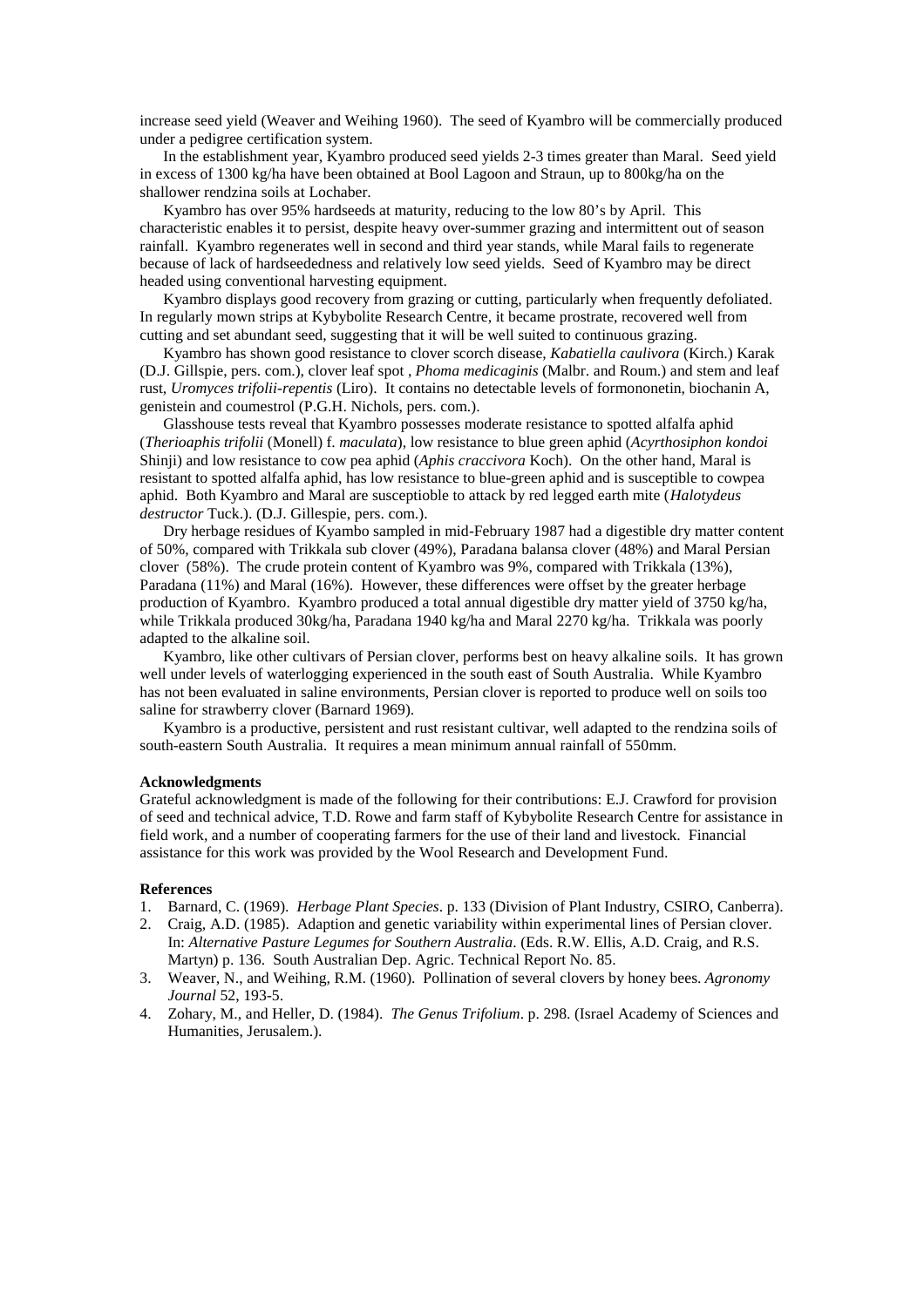increase seed yield (Weaver and Weihing 1960). The seed of Kyambro will be commercially produced under a pedigree certification system.

In the establishment year, Kyambro produced seed yields 2-3 times greater than Maral. Seed yield in excess of 1300 kg/ha have been obtained at Bool Lagoon and Straun, up to 800kg/ha on the shallower rendzina soils at Lochaber.

Kyambro has over 95% hardseeds at maturity, reducing to the low 80's by April. This characteristic enables it to persist, despite heavy over-summer grazing and intermittent out of season rainfall. Kyambro regenerates well in second and third year stands, while Maral fails to regenerate because of lack of hardseededness and relatively low seed yields. Seed of Kyambro may be direct headed using conventional harvesting equipment.

Kyambro displays good recovery from grazing or cutting, particularly when frequently defoliated. In regularly mown strips at Kybybolite Research Centre, it became prostrate, recovered well from cutting and set abundant seed, suggesting that it will be well suited to continuous grazing.

Kyambro has shown good resistance to clover scorch disease, *Kabatiella caulivora* (Kirch.) Karak (D.J. Gillspie, pers. com.), clover leaf spot , *Phoma medicaginis* (Malbr. and Roum.) and stem and leaf rust, *Uromyces trifolii-repentis* (Liro). It contains no detectable levels of formononetin, biochanin A, genistein and coumestrol (P.G.H. Nichols, pers. com.).

Glasshouse tests reveal that Kyambro possesses moderate resistance to spotted alfalfa aphid (*Therioaphis trifolii* (Monell) f. *maculata*), low resistance to blue green aphid (*Acyrthosiphon kondoi* Shinji) and low resistance to cow pea aphid (*Aphis craccivora* Koch). On the other hand, Maral is resistant to spotted alfalfa aphid, has low resistance to blue-green aphid and is susceptible to cowpea aphid. Both Kyambro and Maral are susceptioble to attack by red legged earth mite (*Halotydeus destructor* Tuck.). (D.J. Gillespie, pers. com.).

Dry herbage residues of Kyambo sampled in mid-February 1987 had a digestible dry matter content of 50%, compared with Trikkala sub clover (49%), Paradana balansa clover (48%) and Maral Persian clover (58%). The crude protein content of Kyambro was 9%, compared with Trikkala (13%), Paradana (11%) and Maral (16%). However, these differences were offset by the greater herbage production of Kyambro. Kyambro produced a total annual digestible dry matter yield of 3750 kg/ha, while Trikkala produced 30kg/ha, Paradana 1940 kg/ha and Maral 2270 kg/ha. Trikkala was poorly adapted to the alkaline soil.

Kyambro, like other cultivars of Persian clover, performs best on heavy alkaline soils. It has grown well under levels of waterlogging experienced in the south east of South Australia. While Kyambro has not been evaluated in saline environments, Persian clover is reported to produce well on soils too saline for strawberry clover (Barnard 1969).

Kyambro is a productive, persistent and rust resistant cultivar, well adapted to the rendzina soils of south-eastern South Australia. It requires a mean minimum annual rainfall of 550mm.

**Acknowledgments**

Grateful acknowledgment is made of the following for their contributions: E.J. Crawford for provision of seed and technical advice, T.D. Rowe and farm staff of Kybybolite Research Centre for assistance in field work, and a number of cooperating farmers for the use of their land and livestock. Financial assistance for this work was provided by the Wool Research and Development Fund.

**References**

1. Barnard, C. (1969). *Herbage Plant Species*. p. 133 (Division of Plant Industry, CSIRO, Canberra).
2. Craig, A.D. (1985). Adaption and genetic variability within experimental lines of Persian clover. In: *Alternative Pasture Legumes for Southern Australia*. (Eds. R.W. Ellis, A.D. Craig, and R.S. Martyn) p. 136. South Australian Dep. Agric. Technical Report No. 85.
3. Weaver, N., and Weihing, R.M. (1960). Pollination of several clovers by honey bees. *Agronomy Journal* 52, 193-5.
4. Zohary, M., and Heller, D. (1984). *The Genus Trifolium*. p. 298. (Israel Academy of Sciences and Humanities, Jerusalem.).